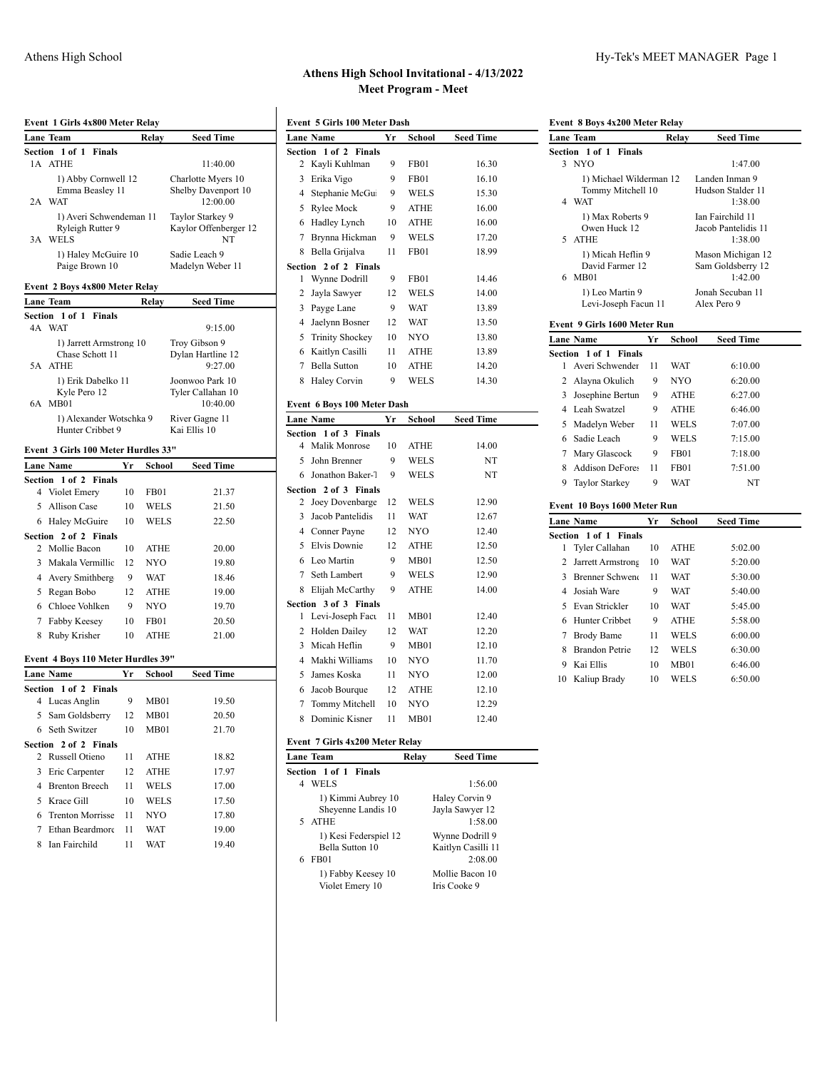# Athens High School Invitational - 4/13/2022

## Meet Program - Meet

### Event 1 Girls 4x800 Meter Relay

| Lane | Team | Relay | Seed Time |
|---|---|---|---|
| **Section 1 of 1 Finals** | | | |
| 1A | ATHE | | 11:40.00 |
| | 1) Abby Cornwell 12, Charlotte Myers 10, Emma Beasley 11, Shelby Davenport 10 | | |
| 2A | WAT | | 12:00.00 |
| | 1) Averi Schwendeman 11, Taylor Starkey 9, Ryleigh Rutter 9, Kaylor Offenberger 12 | | |
| 3A | WELS | | NT |
| | 1) Haley McGuire 10, Sadie Leach 9, Paige Brown 10, Madelyn Weber 11 | | |

### Event 2 Boys 4x800 Meter Relay

| Lane | Team | Relay | Seed Time |
|---|---|---|---|
| **Section 1 of 1 Finals** | | | |
| 4A | WAT | | 9:15.00 |
| | 1) Jarrett Armstrong 10, Troy Gibson 9, Chase Schott 11, Dylan Hartline 12 | | |
| 5A | ATHE | | 9:27.00 |
| | 1) Erik Dabelko 11, Joonwoo Park 10, Kyle Pero 12, Tyler Callahan 10 | | |
| 6A | MB01 | | 10:40.00 |
| | 1) Alexander Wotschka 9, River Gagne 11, Hunter Cribbet 9, Kai Ellis 10 | | |

### Event 3 Girls 100 Meter Hurdles 33"

| Lane | Name | Yr | School | Seed Time |
|---|---|---|---|---|
| **Section 1 of 2 Finals** | | | | |
| 4 | Violet Emery | 10 | FB01 | 21.37 |
| 5 | Allison Case | 10 | WELS | 21.50 |
| 6 | Haley McGuire | 10 | WELS | 22.50 |
| **Section 2 of 2 Finals** | | | | |
| 2 | Mollie Bacon | 10 | ATHE | 20.00 |
| 3 | Makala Vermillic | 12 | NYO | 19.80 |
| 4 | Avery Smithberg | 9 | WAT | 18.46 |
| 5 | Regan Bobo | 12 | ATHE | 19.00 |
| 6 | Chloee Vohlken | 9 | NYO | 19.70 |
| 7 | Fabby Keesey | 10 | FB01 | 20.50 |
| 8 | Ruby Krisher | 10 | ATHE | 21.00 |

### Event 4 Boys 110 Meter Hurdles 39"

| Lane | Name | Yr | School | Seed Time |
|---|---|---|---|---|
| **Section 1 of 2 Finals** | | | | |
| 4 | Lucas Anglin | 9 | MB01 | 19.50 |
| 5 | Sam Goldsberry | 12 | MB01 | 20.50 |
| 6 | Seth Switzer | 10 | MB01 | 21.70 |
| **Section 2 of 2 Finals** | | | | |
| 2 | Russell Otieno | 11 | ATHE | 18.82 |
| 3 | Eric Carpenter | 12 | ATHE | 17.97 |
| 4 | Brenton Breech | 11 | WELS | 17.00 |
| 5 | Krace Gill | 10 | WELS | 17.50 |
| 6 | Trenton Morrisse | 11 | NYO | 17.80 |
| 7 | Ethan Beardmore | 11 | WAT | 19.00 |
| 8 | Ian Fairchild | 11 | WAT | 19.40 |

### Event 5 Girls 100 Meter Dash

| Lane | Name | Yr | School | Seed Time |
|---|---|---|---|---|
| **Section 1 of 2 Finals** | | | | |
| 2 | Kayli Kuhlman | 9 | FB01 | 16.30 |
| 3 | Erika Vigo | 9 | FB01 | 16.10 |
| 4 | Stephanie McGui | 9 | WELS | 15.30 |
| 5 | Rylee Mock | 9 | ATHE | 16.00 |
| 6 | Hadley Lynch | 10 | ATHE | 16.00 |
| 7 | Brynna Hickman | 9 | WELS | 17.20 |
| 8 | Bella Grijalva | 11 | FB01 | 18.99 |
| **Section 2 of 2 Finals** | | | | |
| 1 | Wynne Dodrill | 9 | FB01 | 14.46 |
| 2 | Jayla Sawyer | 12 | WELS | 14.00 |
| 3 | Payge Lane | 9 | WAT | 13.89 |
| 4 | Jaelynn Bosner | 12 | WAT | 13.50 |
| 5 | Trinity Shockey | 10 | NYO | 13.80 |
| 6 | Kaitlyn Casilli | 11 | ATHE | 13.89 |
| 7 | Bella Sutton | 10 | ATHE | 14.20 |
| 8 | Haley Corvin | 9 | WELS | 14.30 |

### Event 6 Boys 100 Meter Dash

| Lane | Name | Yr | School | Seed Time |
|---|---|---|---|---|
| **Section 1 of 3 Finals** | | | | |
| 4 | Malik Monrose | 10 | ATHE | 14.00 |
| 5 | John Brenner | 9 | WELS | NT |
| 6 | Jonathon Baker-T | 9 | WELS | NT |
| **Section 2 of 3 Finals** | | | | |
| 2 | Joey Dovenbarge | 12 | WELS | 12.90 |
| 3 | Jacob Pantelidis | 11 | WAT | 12.67 |
| 4 | Conner Payne | 12 | NYO | 12.40 |
| 5 | Elvis Downie | 12 | ATHE | 12.50 |
| 6 | Leo Martin | 9 | MB01 | 12.50 |
| 7 | Seth Lambert | 9 | WELS | 12.90 |
| 8 | Elijah McCarthy | 9 | ATHE | 14.00 |
| **Section 3 of 3 Finals** | | | | |
| 1 | Levi-Joseph Facu | 11 | MB01 | 12.40 |
| 2 | Holden Dailey | 12 | WAT | 12.20 |
| 3 | Micah Heflin | 9 | MB01 | 12.10 |
| 4 | Makhi Williams | 10 | NYO | 11.70 |
| 5 | James Koska | 11 | NYO | 12.00 |
| 6 | Jacob Bourque | 12 | ATHE | 12.10 |
| 7 | Tommy Mitchell | 10 | NYO | 12.29 |
| 8 | Dominic Kisner | 11 | MB01 | 12.40 |

### Event 7 Girls 4x200 Meter Relay

| Lane | Team | Relay | Seed Time |
|---|---|---|---|
| **Section 1 of 1 Finals** | | | |
| 4 | WELS | | 1:56.00 |
| | 1) Kimmi Aubrey 10, Haley Corvin 9, Sheyenne Landis 10, Jayla Sawyer 12 | | |
| 5 | ATHE | | 1:58.00 |
| | 1) Kesi Federspiel 12, Wynne Dodrill 9, Bella Sutton 10, Kaitlyn Casilli 11 | | |
| 6 | FB01 | | 2:08.00 |
| | 1) Fabby Keesey 10, Mollie Bacon 10, Violet Emery 10, Iris Cooke 9 | | |

### Event 8 Boys 4x200 Meter Relay

| Lane | Team | Relay | Seed Time |
|---|---|---|---|
| **Section 1 of 1 Finals** | | | |
| 3 | NYO | | 1:47.00 |
| | 1) Michael Wilderman 12, Landen Inman 9, Tommy Mitchell 10, Hudson Stalder 11 | | |
| 4 | WAT | | 1:38.00 |
| | 1) Max Roberts 9, Ian Fairchild 11, Owen Huck 12, Jacob Pantelidis 11 | | |
| 5 | ATHE | | 1:38.00 |
| | 1) Micah Heflin 9, Mason Michigan 12, David Farmer 12, Sam Goldsberry 12 | | |
| 6 | MB01 | | 1:42.00 |
| | 1) Leo Martin 9, Jonah Secuban 11, Levi-Joseph Facun 11, Alex Pero 9 | | |

### Event 9 Girls 1600 Meter Run

| Lane | Name | Yr | School | Seed Time |
|---|---|---|---|---|
| **Section 1 of 1 Finals** | | | | |
| 1 | Averi Schwender | 11 | WAT | 6:10.00 |
| 2 | Alayna Okulich | 9 | NYO | 6:20.00 |
| 3 | Josephine Bertun | 9 | ATHE | 6:27.00 |
| 4 | Leah Swatzel | 9 | ATHE | 6:46.00 |
| 5 | Madelyn Weber | 11 | WELS | 7:07.00 |
| 6 | Sadie Leach | 9 | WELS | 7:15.00 |
| 7 | Mary Glascock | 9 | FB01 | 7:18.00 |
| 8 | Addison DeFores | 11 | FB01 | 7:51.00 |
| 9 | Taylor Starkey | 9 | WAT | NT |

### Event 10 Boys 1600 Meter Run

| Lane | Name | Yr | School | Seed Time |
|---|---|---|---|---|
| **Section 1 of 1 Finals** | | | | |
| 1 | Tyler Callahan | 10 | ATHE | 5:02.00 |
| 2 | Jarrett Armstrong | 10 | WAT | 5:20.00 |
| 3 | Brenner Schwenc | 11 | WAT | 5:30.00 |
| 4 | Josiah Ware | 9 | WAT | 5:40.00 |
| 5 | Evan Strickler | 10 | WAT | 5:45.00 |
| 6 | Hunter Cribbet | 9 | ATHE | 5:58.00 |
| 7 | Brody Bame | 11 | WELS | 6:00.00 |
| 8 | Brandon Petrie | 12 | WELS | 6:30.00 |
| 9 | Kai Ellis | 10 | MB01 | 6:46.00 |
| 10 | Kaliup Brady | 10 | WELS | 6:50.00 |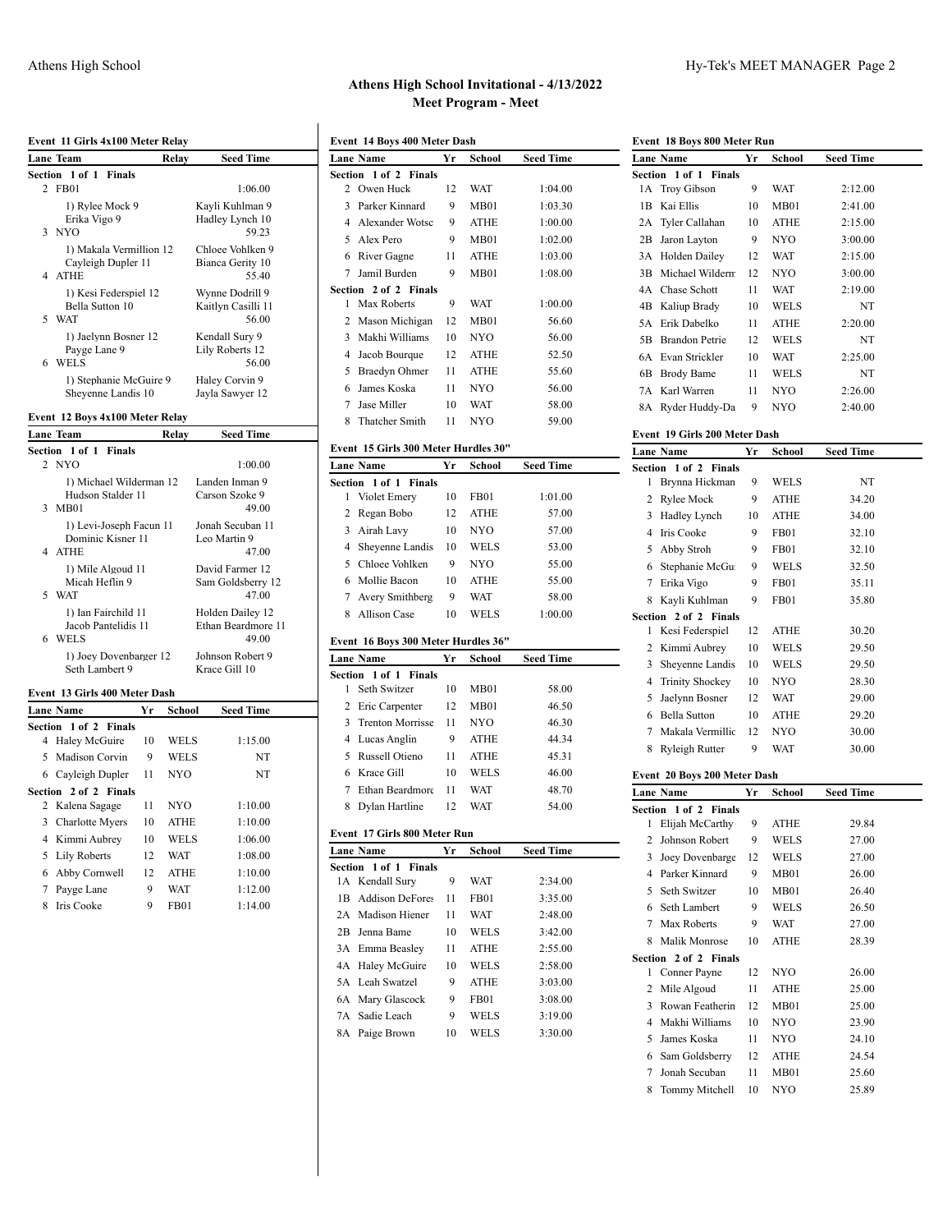# Athens High School Invitational - 4/13/2022
## Meet Program - Meet

### Event 11 Girls 4x100 Meter Relay

| Lane | Team | Relay | Seed Time |
|---|---|---|---|
| **Section 1 of 1 Finals** | | | |
| 2 | FB01 | | 1:06.00 |
| | 1) Rylee Mock 9, Kayli Kuhlman 9, Erika Vigo 9, Hadley Lynch 10 | | |
| 3 | NYO | | 59.23 |
| | 1) Makala Vermillion 12, Chloee Vohlken 9, Cayleigh Dupler 11, Bianca Gerity 10 | | |
| 4 | ATHE | | 55.40 |
| | 1) Kesi Federspiel 12, Wynne Dodrill 9, Bella Sutton 10, Kaitlyn Casilli 11 | | |
| 5 | WAT | | 56.00 |
| | 1) Jaelynn Bosner 12, Kendall Sury 9, Payge Lane 9, Lily Roberts 12 | | |
| 6 | WELS | | 56.00 |
| | 1) Stephanie McGuire 9, Haley Corvin 9, Sheyenne Landis 10, Jayla Sawyer 12 | | |

### Event 12 Boys 4x100 Meter Relay

| Lane | Team | Relay | Seed Time |
|---|---|---|---|
| **Section 1 of 1 Finals** | | | |
| 2 | NYO | | 1:00.00 |
| | 1) Michael Wilderman 12, Landen Inman 9, Hudson Stalder 11, Carson Szoke 9 | | |
| 3 | MB01 | | 49.00 |
| | 1) Levi-Joseph Facun 11, Jonah Secuban 11, Dominic Kisner 11, Leo Martin 9 | | |
| 4 | ATHE | | 47.00 |
| | 1) Mile Algoud 11, David Farmer 12, Micah Heflin 9, Sam Goldsberry 12 | | |
| 5 | WAT | | 47.00 |
| | 1) Ian Fairchild 11, Holden Dailey 12, Jacob Pantelidis 11, Ethan Beardmore 11 | | |
| 6 | WELS | | 49.00 |
| | 1) Joey Dovenbarger 12, Johnson Robert 9, Seth Lambert 9, Krace Gill 10 | | |

### Event 13 Girls 400 Meter Dash

| Lane | Name | Yr | School | Seed Time |
|---|---|---|---|---|
| **Section 1 of 2 Finals** | | | | |
| 4 | Haley McGuire | 10 | WELS | 1:15.00 |
| 5 | Madison Corvin | 9 | WELS | NT |
| 6 | Cayleigh Dupler | 11 | NYO | NT |
| **Section 2 of 2 Finals** | | | | |
| 2 | Kalena Sagage | 11 | NYO | 1:10.00 |
| 3 | Charlotte Myers | 10 | ATHE | 1:10.00 |
| 4 | Kimmi Aubrey | 10 | WELS | 1:06.00 |
| 5 | Lily Roberts | 12 | WAT | 1:08.00 |
| 6 | Abby Cornwell | 12 | ATHE | 1:10.00 |
| 7 | Payge Lane | 9 | WAT | 1:12.00 |
| 8 | Iris Cooke | 9 | FB01 | 1:14.00 |

### Event 14 Boys 400 Meter Dash

| Lane | Name | Yr | School | Seed Time |
|---|---|---|---|---|
| **Section 1 of 2 Finals** | | | | |
| 2 | Owen Huck | 12 | WAT | 1:04.00 |
| 3 | Parker Kinnard | 9 | MB01 | 1:03.30 |
| 4 | Alexander Wotsc | 9 | ATHE | 1:00.00 |
| 5 | Alex Pero | 9 | MB01 | 1:02.00 |
| 6 | River Gagne | 11 | ATHE | 1:03.00 |
| 7 | Jamil Burden | 9 | MB01 | 1:08.00 |
| **Section 2 of 2 Finals** | | | | |
| 1 | Max Roberts | 9 | WAT | 1:00.00 |
| 2 | Mason Michigan | 12 | MB01 | 56.60 |
| 3 | Makhi Williams | 10 | NYO | 56.00 |
| 4 | Jacob Bourque | 12 | ATHE | 52.50 |
| 5 | Braedyn Ohmer | 11 | ATHE | 55.60 |
| 6 | James Koska | 11 | NYO | 56.00 |
| 7 | Jase Miller | 10 | WAT | 58.00 |
| 8 | Thatcher Smith | 11 | NYO | 59.00 |

### Event 15 Girls 300 Meter Hurdles 30"

| Lane | Name | Yr | School | Seed Time |
|---|---|---|---|---|
| **Section 1 of 1 Finals** | | | | |
| 1 | Violet Emery | 10 | FB01 | 1:01.00 |
| 2 | Regan Bobo | 12 | ATHE | 57.00 |
| 3 | Airah Lavy | 10 | NYO | 57.00 |
| 4 | Sheyenne Landis | 10 | WELS | 53.00 |
| 5 | Chloee Vohlken | 9 | NYO | 55.00 |
| 6 | Mollie Bacon | 10 | ATHE | 55.00 |
| 7 | Avery Smithberg | 9 | WAT | 58.00 |
| 8 | Allison Case | 10 | WELS | 1:00.00 |

### Event 16 Boys 300 Meter Hurdles 36"

| Lane | Name | Yr | School | Seed Time |
|---|---|---|---|---|
| **Section 1 of 1 Finals** | | | | |
| 1 | Seth Switzer | 10 | MB01 | 58.00 |
| 2 | Eric Carpenter | 12 | MB01 | 46.50 |
| 3 | Trenton Morrisse | 11 | NYO | 46.30 |
| 4 | Lucas Anglin | 9 | ATHE | 44.34 |
| 5 | Russell Otieno | 11 | ATHE | 45.31 |
| 6 | Krace Gill | 10 | WELS | 46.00 |
| 7 | Ethan Beardmore | 11 | WAT | 48.70 |
| 8 | Dylan Hartline | 12 | WAT | 54.00 |

### Event 17 Girls 800 Meter Run

| Lane | Name | Yr | School | Seed Time |
|---|---|---|---|---|
| **Section 1 of 1 Finals** | | | | |
| 1A | Kendall Sury | 9 | WAT | 2:34.00 |
| 1B | Addison DeFores | 11 | FB01 | 3:35.00 |
| 2A | Madison Hiener | 11 | WAT | 2:48.00 |
| 2B | Jenna Bame | 10 | WELS | 3:42.00 |
| 3A | Emma Beasley | 11 | ATHE | 2:55.00 |
| 4A | Haley McGuire | 10 | WELS | 2:58.00 |
| 5A | Leah Swatzel | 9 | ATHE | 3:03.00 |
| 6A | Mary Glascock | 9 | FB01 | 3:08.00 |
| 7A | Sadie Leach | 9 | WELS | 3:19.00 |
| 8A | Paige Brown | 10 | WELS | 3:30.00 |

### Event 18 Boys 800 Meter Run

| Lane | Name | Yr | School | Seed Time |
|---|---|---|---|---|
| **Section 1 of 1 Finals** | | | | |
| 1A | Troy Gibson | 9 | WAT | 2:12.00 |
| 1B | Kai Ellis | 10 | MB01 | 2:41.00 |
| 2A | Tyler Callahan | 10 | ATHE | 2:15.00 |
| 2B | Jaron Layton | 9 | NYO | 3:00.00 |
| 3A | Holden Dailey | 12 | WAT | 2:15.00 |
| 3B | Michael Wilderm | 12 | NYO | 3:00.00 |
| 4A | Chase Schott | 11 | WAT | 2:19.00 |
| 4B | Kaliup Brady | 10 | WELS | NT |
| 5A | Erik Dabelko | 11 | ATHE | 2:20.00 |
| 5B | Brandon Petrie | 12 | WELS | NT |
| 6A | Evan Strickler | 10 | WAT | 2:25.00 |
| 6B | Brody Bame | 11 | WELS | NT |
| 7A | Karl Warren | 11 | NYO | 2:26.00 |
| 8A | Ryder Huddy-Da | 9 | NYO | 2:40.00 |

### Event 19 Girls 200 Meter Dash

| Lane | Name | Yr | School | Seed Time |
|---|---|---|---|---|
| **Section 1 of 2 Finals** | | | | |
| 1 | Brynna Hickman | 9 | WELS | NT |
| 2 | Rylee Mock | 9 | ATHE | 34.20 |
| 3 | Hadley Lynch | 10 | ATHE | 34.00 |
| 4 | Iris Cooke | 9 | FB01 | 32.10 |
| 5 | Abby Stroh | 9 | FB01 | 32.10 |
| 6 | Stephanie McGu | 9 | WELS | 32.50 |
| 7 | Erika Vigo | 9 | FB01 | 35.11 |
| 8 | Kayli Kuhlman | 9 | FB01 | 35.80 |
| **Section 2 of 2 Finals** | | | | |
| 1 | Kesi Federspiel | 12 | ATHE | 30.20 |
| 2 | Kimmi Aubrey | 10 | WELS | 29.50 |
| 3 | Sheyenne Landis | 10 | WELS | 29.50 |
| 4 | Trinity Shockey | 10 | NYO | 28.30 |
| 5 | Jaelynn Bosner | 12 | WAT | 29.00 |
| 6 | Bella Sutton | 10 | ATHE | 29.20 |
| 7 | Makala Vermillic | 12 | NYO | 30.00 |
| 8 | Ryleigh Rutter | 9 | WAT | 30.00 |

### Event 20 Boys 200 Meter Dash

| Lane | Name | Yr | School | Seed Time |
|---|---|---|---|---|
| **Section 1 of 2 Finals** | | | | |
| 1 | Elijah McCarthy | 9 | ATHE | 29.84 |
| 2 | Johnson Robert | 9 | WELS | 27.00 |
| 3 | Joey Dovenbarge | 12 | WELS | 27.00 |
| 4 | Parker Kinnard | 9 | MB01 | 26.00 |
| 5 | Seth Switzer | 10 | MB01 | 26.40 |
| 6 | Seth Lambert | 9 | WELS | 26.50 |
| 7 | Max Roberts | 9 | WAT | 27.00 |
| 8 | Malik Monrose | 10 | ATHE | 28.39 |
| **Section 2 of 2 Finals** | | | | |
| 1 | Conner Payne | 12 | NYO | 26.00 |
| 2 | Mile Algoud | 11 | ATHE | 25.00 |
| 3 | Rowan Featherin | 12 | MB01 | 25.00 |
| 4 | Makhi Williams | 10 | NYO | 23.90 |
| 5 | James Koska | 11 | NYO | 24.10 |
| 6 | Sam Goldsberry | 12 | ATHE | 24.54 |
| 7 | Jonah Secuban | 11 | MB01 | 25.60 |
| 8 | Tommy Mitchell | 10 | NYO | 25.89 |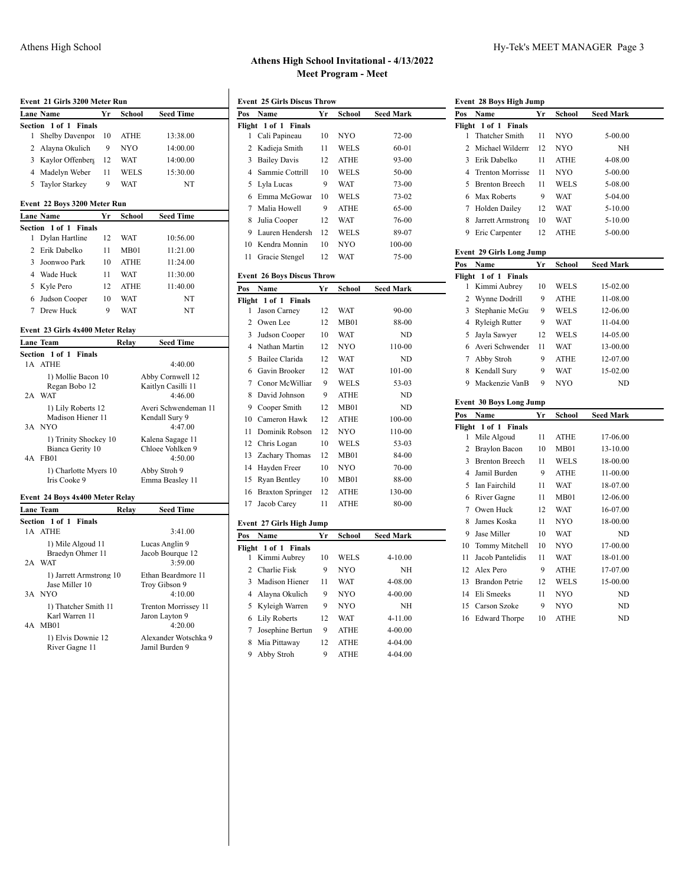## Athens High School Invitational - 4/13/2022
## Meet Program - Meet

### Event 21 Girls 3200 Meter Run

| Lane | Name | Yr | School | Seed Time |
|---|---|---|---|---|
| **Section 1 of 1 Finals** | | | | |
| 1 | Shelby Davenpor | 10 | ATHE | 13:38.00 |
| 2 | Alayna Okulich | 9 | NYO | 14:00.00 |
| 3 | Kaylor Offenberg | 12 | WAT | 14:00.00 |
| 4 | Madelyn Weber | 11 | WELS | 15:30.00 |
| 5 | Taylor Starkey | 9 | WAT | NT |

### Event 22 Boys 3200 Meter Run

| Lane | Name | Yr | School | Seed Time |
|---|---|---|---|---|
| **Section 1 of 1 Finals** | | | | |
| 1 | Dylan Hartline | 12 | WAT | 10:56.00 |
| 2 | Erik Dabelko | 11 | MB01 | 11:21.00 |
| 3 | Joonwoo Park | 10 | ATHE | 11:24.00 |
| 4 | Wade Huck | 11 | WAT | 11:30.00 |
| 5 | Kyle Pero | 12 | ATHE | 11:40.00 |
| 6 | Judson Cooper | 10 | WAT | NT |
| 7 | Drew Huck | 9 | WAT | NT |

### Event 23 Girls 4x400 Meter Relay

| Lane | Team | Relay | Seed Time |
|---|---|---|---|
| **Section 1 of 1 Finals** | | | |
| 1A | ATHE | | 4:40.00 |
| | 1) Mollie Bacon 10 | | Abby Cornwell 12 |
| | Regan Bobo 12 | | Kaitlyn Casilli 11 |
| 2A | WAT | | 4:46.00 |
| | 1) Lily Roberts 12 | | Averi Schwendeman 11 |
| | Madison Hiener 11 | | Kendall Sury 9 |
| 3A | NYO | | 4:47.00 |
| | 1) Trinity Shockey 10 | | Kalena Sagage 11 |
| | Bianca Gerity 10 | | Chloee Vohlken 9 |
| 4A | FB01 | | 4:50.00 |
| | 1) Charlotte Myers 10 | | Abby Stroh 9 |
| | Iris Cooke 9 | | Emma Beasley 11 |

### Event 24 Boys 4x400 Meter Relay

| Lane | Team | Relay | Seed Time |
|---|---|---|---|
| **Section 1 of 1 Finals** | | | |
| 1A | ATHE | | 3:41.00 |
| | 1) Mile Algoud 11 | | Lucas Anglin 9 |
| | Braedyn Ohmer 11 | | Jacob Bourque 12 |
| 2A | WAT | | 3:59.00 |
| | 1) Jarrett Armstrong 10 | | Ethan Beardmore 11 |
| | Jase Miller 10 | | Troy Gibson 9 |
| 3A | NYO | | 4:10.00 |
| | 1) Thatcher Smith 11 | | Trenton Morrissey 11 |
| | Karl Warren 11 | | Jaron Layton 9 |
| 4A | MB01 | | 4:20.00 |
| | 1) Elvis Downie 12 | | Alexander Wotschka 9 |
| | River Gagne 11 | | Jamil Burden 9 |

### Event 25 Girls Discus Throw

| Pos | Name | Yr | School | Seed Mark |
|---|---|---|---|---|
| **Flight 1 of 1 Finals** | | | | |
| 1 | Cali Papineau | 10 | NYO | 72-00 |
| 2 | Kadieja Smith | 11 | WELS | 60-01 |
| 3 | Bailey Davis | 12 | ATHE | 93-00 |
| 4 | Sammie Cottrill | 10 | WELS | 50-00 |
| 5 | Lyla Lucas | 9 | WAT | 73-00 |
| 6 | Emma McGowar | 10 | WELS | 73-02 |
| 7 | Malia Howell | 9 | ATHE | 65-00 |
| 8 | Julia Cooper | 12 | WAT | 76-00 |
| 9 | Lauren Hendersh | 12 | WELS | 89-07 |
| 10 | Kendra Monnin | 10 | NYO | 100-00 |
| 11 | Gracie Stengel | 12 | WAT | 75-00 |

### Event 26 Boys Discus Throw

| Pos | Name | Yr | School | Seed Mark |
|---|---|---|---|---|
| **Flight 1 of 1 Finals** | | | | |
| 1 | Jason Carney | 12 | WAT | 90-00 |
| 2 | Owen Lee | 12 | MB01 | 88-00 |
| 3 | Judson Cooper | 10 | WAT | ND |
| 4 | Nathan Martin | 12 | NYO | 110-00 |
| 5 | Bailee Clarida | 12 | WAT | ND |
| 6 | Gavin Brooker | 12 | WAT | 101-00 |
| 7 | Conor McWilliar | 9 | WELS | 53-03 |
| 8 | David Johnson | 9 | ATHE | ND |
| 9 | Cooper Smith | 12 | MB01 | ND |
| 10 | Cameron Hawk | 12 | ATHE | 100-00 |
| 11 | Dominik Robson | 12 | NYO | 110-00 |
| 12 | Chris Logan | 10 | WELS | 53-03 |
| 13 | Zachary Thomas | 12 | MB01 | 84-00 |
| 14 | Hayden Freer | 10 | NYO | 70-00 |
| 15 | Ryan Bentley | 10 | MB01 | 88-00 |
| 16 | Braxton Springer | 12 | ATHE | 130-00 |
| 17 | Jacob Carey | 11 | ATHE | 80-00 |

### Event 27 Girls High Jump

| Pos | Name | Yr | School | Seed Mark |
|---|---|---|---|---|
| **Flight 1 of 1 Finals** | | | | |
| 1 | Kimmi Aubrey | 10 | WELS | 4-10.00 |
| 2 | Charlie Fisk | 9 | NYO | NH |
| 3 | Madison Hiener | 11 | WAT | 4-08.00 |
| 4 | Alayna Okulich | 9 | NYO | 4-00.00 |
| 5 | Kyleigh Warren | 9 | NYO | NH |
| 6 | Lily Roberts | 12 | WAT | 4-11.00 |
| 7 | Josephine Bertun | 9 | ATHE | 4-00.00 |
| 8 | Mia Pittaway | 12 | ATHE | 4-04.00 |
| 9 | Abby Stroh | 9 | ATHE | 4-04.00 |

### Event 28 Boys High Jump

| Pos | Name | Yr | School | Seed Mark |
|---|---|---|---|---|
| **Flight 1 of 1 Finals** | | | | |
| 1 | Thatcher Smith | 11 | NYO | 5-00.00 |
| 2 | Michael Wilderm | 12 | NYO | NH |
| 3 | Erik Dabelko | 11 | ATHE | 4-08.00 |
| 4 | Trenton Morrisse | 11 | NYO | 5-00.00 |
| 5 | Brenton Breech | 11 | WELS | 5-08.00 |
| 6 | Max Roberts | 9 | WAT | 5-04.00 |
| 7 | Holden Dailey | 12 | WAT | 5-10.00 |
| 8 | Jarrett Armstrong | 10 | WAT | 5-10.00 |
| 9 | Eric Carpenter | 12 | ATHE | 5-00.00 |

### Event 29 Girls Long Jump

| Pos | Name | Yr | School | Seed Mark |
|---|---|---|---|---|
| **Flight 1 of 1 Finals** | | | | |
| 1 | Kimmi Aubrey | 10 | WELS | 15-02.00 |
| 2 | Wynne Dodrill | 9 | ATHE | 11-08.00 |
| 3 | Stephanie McGu | 9 | WELS | 12-06.00 |
| 4 | Ryleigh Rutter | 9 | WAT | 11-04.00 |
| 5 | Jayla Sawyer | 12 | WELS | 14-05.00 |
| 6 | Averi Schwender | 11 | WAT | 13-00.00 |
| 7 | Abby Stroh | 9 | ATHE | 12-07.00 |
| 8 | Kendall Sury | 9 | WAT | 15-02.00 |
| 9 | Mackenzie VanB | 9 | NYO | ND |

### Event 30 Boys Long Jump

| Pos | Name | Yr | School | Seed Mark |
|---|---|---|---|---|
| **Flight 1 of 1 Finals** | | | | |
| 1 | Mile Algoud | 11 | ATHE | 17-06.00 |
| 2 | Braylon Bacon | 10 | MB01 | 13-10.00 |
| 3 | Brenton Breech | 11 | WELS | 18-00.00 |
| 4 | Jamil Burden | 9 | ATHE | 11-00.00 |
| 5 | Ian Fairchild | 11 | WAT | 18-07.00 |
| 6 | River Gagne | 11 | MB01 | 12-06.00 |
| 7 | Owen Huck | 12 | WAT | 16-07.00 |
| 8 | James Koska | 11 | NYO | 18-00.00 |
| 9 | Jase Miller | 10 | WAT | ND |
| 10 | Tommy Mitchell | 10 | NYO | 17-00.00 |
| 11 | Jacob Pantelidis | 11 | WAT | 18-01.00 |
| 12 | Alex Pero | 9 | ATHE | 17-07.00 |
| 13 | Brandon Petrie | 12 | WELS | 15-00.00 |
| 14 | Eli Smeeks | 11 | NYO | ND |
| 15 | Carson Szoke | 9 | NYO | ND |
| 16 | Edward Thorpe | 10 | ATHE | ND |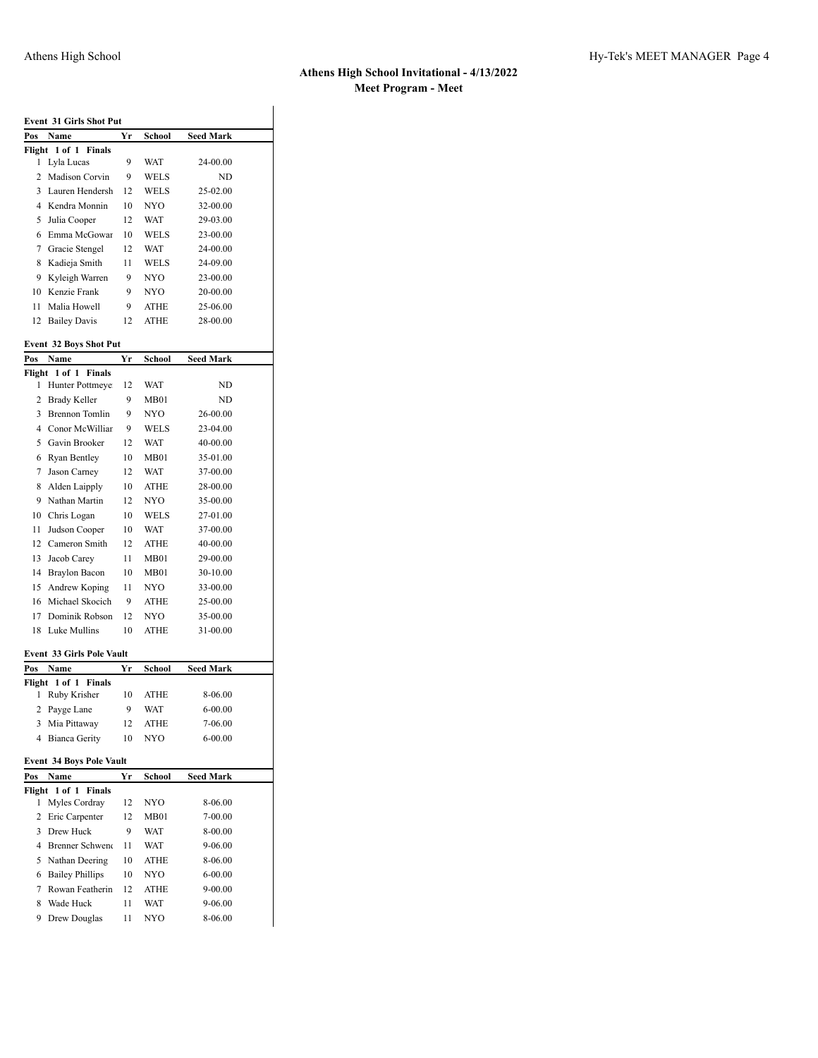# Athens High School Invitational - 4/13/2022

## Meet Program - Meet

### Event 31 Girls Shot Put

| Pos | Name | Yr | School | Seed Mark |
|---|---|---|---|---|
| **Flight 1 of 1 Finals** | | | | |
| 1 | Lyla Lucas | 9 | WAT | 24-00.00 |
| 2 | Madison Corvin | 9 | WELS | ND |
| 3 | Lauren Hendersh | 12 | WELS | 25-02.00 |
| 4 | Kendra Monnin | 10 | NYO | 32-00.00 |
| 5 | Julia Cooper | 12 | WAT | 29-03.00 |
| 6 | Emma McGowar | 10 | WELS | 23-00.00 |
| 7 | Gracie Stengel | 12 | WAT | 24-00.00 |
| 8 | Kadieja Smith | 11 | WELS | 24-09.00 |
| 9 | Kyleigh Warren | 9 | NYO | 23-00.00 |
| 10 | Kenzie Frank | 9 | NYO | 20-00.00 |
| 11 | Malia Howell | 9 | ATHE | 25-06.00 |
| 12 | Bailey Davis | 12 | ATHE | 28-00.00 |

### Event 32 Boys Shot Put

| Pos | Name | Yr | School | Seed Mark |
|---|---|---|---|---|
| **Flight 1 of 1 Finals** | | | | |
| 1 | Hunter Pottmeye | 12 | WAT | ND |
| 2 | Brady Keller | 9 | MB01 | ND |
| 3 | Brennon Tomlin | 9 | NYO | 26-00.00 |
| 4 | Conor McWilliar | 9 | WELS | 23-04.00 |
| 5 | Gavin Brooker | 12 | WAT | 40-00.00 |
| 6 | Ryan Bentley | 10 | MB01 | 35-01.00 |
| 7 | Jason Carney | 12 | WAT | 37-00.00 |
| 8 | Alden Laipply | 10 | ATHE | 28-00.00 |
| 9 | Nathan Martin | 12 | NYO | 35-00.00 |
| 10 | Chris Logan | 10 | WELS | 27-01.00 |
| 11 | Judson Cooper | 10 | WAT | 37-00.00 |
| 12 | Cameron Smith | 12 | ATHE | 40-00.00 |
| 13 | Jacob Carey | 11 | MB01 | 29-00.00 |
| 14 | Braylon Bacon | 10 | MB01 | 30-10.00 |
| 15 | Andrew Koping | 11 | NYO | 33-00.00 |
| 16 | Michael Skocich | 9 | ATHE | 25-00.00 |
| 17 | Dominik Robson | 12 | NYO | 35-00.00 |
| 18 | Luke Mullins | 10 | ATHE | 31-00.00 |

### Event 33 Girls Pole Vault

| Pos | Name | Yr | School | Seed Mark |
|---|---|---|---|---|
| **Flight 1 of 1 Finals** | | | | |
| 1 | Ruby Krisher | 10 | ATHE | 8-06.00 |
| 2 | Payge Lane | 9 | WAT | 6-00.00 |
| 3 | Mia Pittaway | 12 | ATHE | 7-06.00 |
| 4 | Bianca Gerity | 10 | NYO | 6-00.00 |

### Event 34 Boys Pole Vault

| Pos | Name | Yr | School | Seed Mark |
|---|---|---|---|---|
| **Flight 1 of 1 Finals** | | | | |
| 1 | Myles Cordray | 12 | NYO | 8-06.00 |
| 2 | Eric Carpenter | 12 | MB01 | 7-00.00 |
| 3 | Drew Huck | 9 | WAT | 8-00.00 |
| 4 | Brenner Schwenc | 11 | WAT | 9-06.00 |
| 5 | Nathan Deering | 10 | ATHE | 8-06.00 |
| 6 | Bailey Phillips | 10 | NYO | 6-00.00 |
| 7 | Rowan Featherin | 12 | ATHE | 9-00.00 |
| 8 | Wade Huck | 11 | WAT | 9-06.00 |
| 9 | Drew Douglas | 11 | NYO | 8-06.00 |